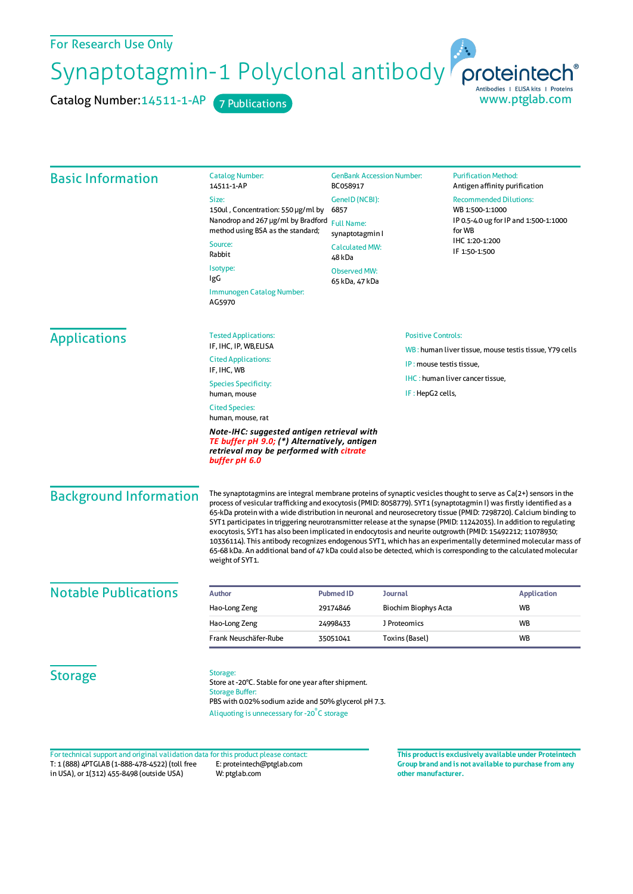For Research Use Only

# Synaptotagmin-1 Polyclonal antibody

Catalog Number: 14511-1-AP    7 Publications

proteintech® Antibodies | ELISA kits | Proteins
www.ptglab.com

## Basic Information

**Catalog Number:**
14511-1-AP

**Size:**
150ul , Concentration: 550 μg/ml by Nanodrop and 267 μg/ml by Bradford method using BSA as the standard;

**Source:**
Rabbit

**Isotype:**
IgG

**Immunogen Catalog Number:**
AG5970

**GenBank Accession Number:**
BC058917

**GeneID (NCBI):**
6857

**Full Name:**
synaptotagmin I

**Calculated MW:**
48 kDa

**Observed MW:**
65 kDa, 47 kDa

**Purification Method:**
Antigen affinity purification

**Recommended Dilutions:**
WB 1:500-1:1000
IP 0.5-4.0 ug for IP and 1:500-1:1000 for WB
IHC 1:20-1:200
IF 1:50-1:500

## Applications

**Tested Applications:**
IF, IHC, IP, WB,ELISA

**Cited Applications:**
IF, IHC, WB

**Species Specificity:**
human, mouse

**Cited Species:**
human, mouse, rat

***Note-IHC: suggested antigen retrieval with TE buffer pH 9.0; (\*) Alternatively, antigen retrieval may be performed with citrate buffer pH 6.0***

**Positive Controls:**

WB : human liver tissue, mouse testis tissue, Y79 cells

IP : mouse testis tissue,

IHC : human liver cancer tissue,

IF : HepG2 cells,

## Background Information

The synaptotagmins are integral membrane proteins of synaptic vesicles thought to serve as Ca(2+) sensors in the process of vesicular trafficking and exocytosis (PMID: 8058779). SYT1 (synaptotagmin I) was firstly identified as a 65-kDa protein with a wide distribution in neuronal and neurosecretory tissue (PMID: 7298720). Calcium binding to SYT1 participates in triggering neurotransmitter release at the synapse (PMID: 11242035). In addition to regulating exocytosis, SYT1 has also been implicated in endocytosis and neurite outgrowth (PMID: 15492212; 11078930; 10336114). This antibody recognizes endogenous SYT1, which has an experimentally determined molecular mass of 65-68 kDa. An additional band of 47 kDa could also be detected, which is corresponding to the calculated molecular weight of SYT1.

## Notable Publications

| Author | Pubmed ID | Journal | Application |
|---|---|---|---|
| Hao-Long Zeng | 29174846 | Biochim Biophys Acta | WB |
| Hao-Long Zeng | 24998433 | J Proteomics | WB |
| Frank Neuschäfer-Rube | 35051041 | Toxins (Basel) | WB |

## Storage

**Storage:**
Store at -20°C. Stable for one year after shipment.

**Storage Buffer:**
PBS with 0.02% sodium azide and 50% glycerol pH 7.3.

Aliquoting is unnecessary for -20°C storage

For technical support and original validation data for this product please contact:
T: 1 (888) 4PTGLAB (1-888-478-4522) (toll free in USA), or 1(312) 455-8498 (outside USA)
E: proteintech@ptglab.com
W: ptglab.com

**This product is exclusively available under Proteintech Group brand and is not available to purchase from any other manufacturer.**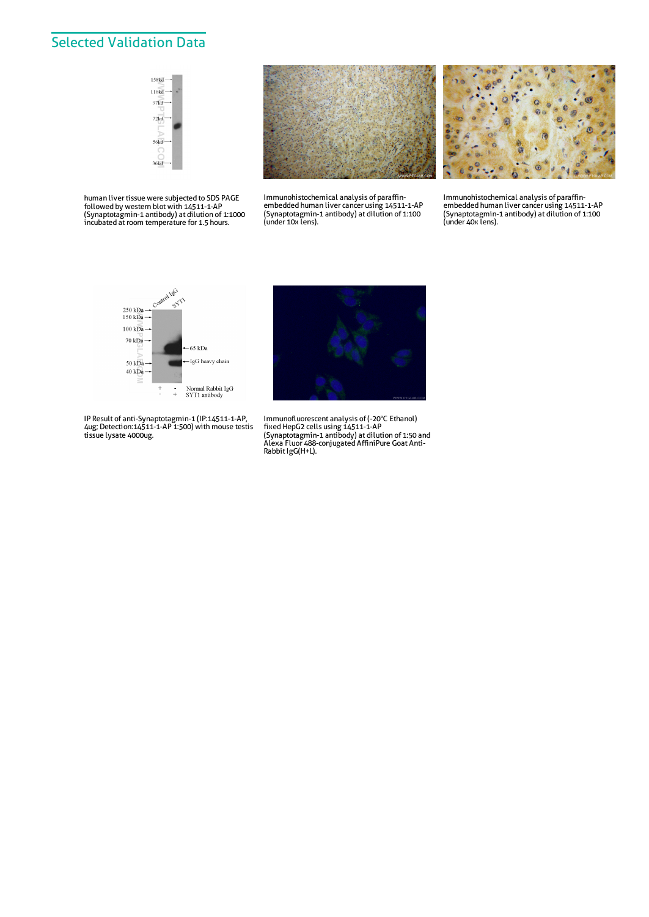## Selected Validation Data

158kd
116kd
97kd
72kd
56kd
36kd

human liver tissue were subjected to SDS PAGE followed by western blot with 14511-1-AP (Synaptotagmin-1 antibody) at dilution of 1:1000 incubated at room temperature for 1.5 hours.

Immunohistochemical analysis of paraffin-embedded human liver cancer using 14511-1-AP (Synaptotagmin-1 antibody) at dilution of 1:100 (under 10x lens).

Immunohistochemical analysis of paraffin-embedded human liver cancer using 14511-1-AP (Synaptotagmin-1 antibody) at dilution of 1:100 (under 40x lens).

Control IgG
SYT1
250 kDa
150 kDa
100 kDa
70 kDa
50 kDa
40 kDa
65 kDa
IgG heavy chain
+ - Normal Rabbit IgG
- + SYT1 antibody

IP Result of anti-Synaptotagmin-1 (IP:14511-1-AP, 4ug; Detection:14511-1-AP 1:500) with mouse testis tissue lysate 4000ug.

Immunofluorescent analysis of (-20°C Ethanol) fixed HepG2 cells using 14511-1-AP (Synaptotagmin-1 antibody) at dilution of 1:50 and Alexa Fluor 488-conjugated AffiniPure Goat Anti-Rabbit IgG(H+L).